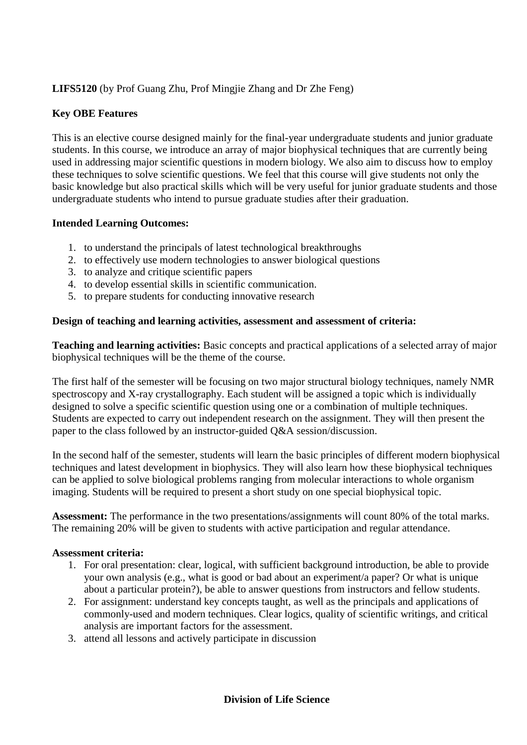**LIFS5120** (by Prof Guang Zhu, Prof Mingjie Zhang and Dr Zhe Feng)

**Key OBE Features**

This is an elective course designed mainly for the final-year undergraduate students and junior graduate students. In this course, we introduce an array of major biophysical techniques that are currently being used in addressing major scientific questions in modern biology. We also aim to discuss how to employ these techniques to solve scientific questions. We feel that this course will give students not only the basic knowledge but also practical skills which will be very useful for junior graduate students and those undergraduate students who intend to pursue graduate studies after their graduation.

**Intended Learning Outcomes:**

1. to understand the principals of latest technological breakthroughs
2. to effectively use modern technologies to answer biological questions
3. to analyze and critique scientific papers
4. to develop essential skills in scientific communication.
5. to prepare students for conducting innovative research

**Design of teaching and learning activities, assessment and assessment of criteria:**

**Teaching and learning activities:** Basic concepts and practical applications of a selected array of major biophysical techniques will be the theme of the course.

The first half of the semester will be focusing on two major structural biology techniques, namely NMR spectroscopy and X-ray crystallography. Each student will be assigned a topic which is individually designed to solve a specific scientific question using one or a combination of multiple techniques. Students are expected to carry out independent research on the assignment. They will then present the paper to the class followed by an instructor-guided Q&A session/discussion.

In the second half of the semester, students will learn the basic principles of different modern biophysical techniques and latest development in biophysics. They will also learn how these biophysical techniques can be applied to solve biological problems ranging from molecular interactions to whole organism imaging. Students will be required to present a short study on one special biophysical topic.

**Assessment:** The performance in the two presentations/assignments will count 80% of the total marks. The remaining 20% will be given to students with active participation and regular attendance.

**Assessment criteria:**

1. For oral presentation: clear, logical, with sufficient background introduction, be able to provide your own analysis (e.g., what is good or bad about an experiment/a paper? Or what is unique about a particular protein?), be able to answer questions from instructors and fellow students.
2. For assignment: understand key concepts taught, as well as the principals and applications of commonly-used and modern techniques. Clear logics, quality of scientific writings, and critical analysis are important factors for the assessment.
3. attend all lessons and actively participate in discussion

**Division of Life Science**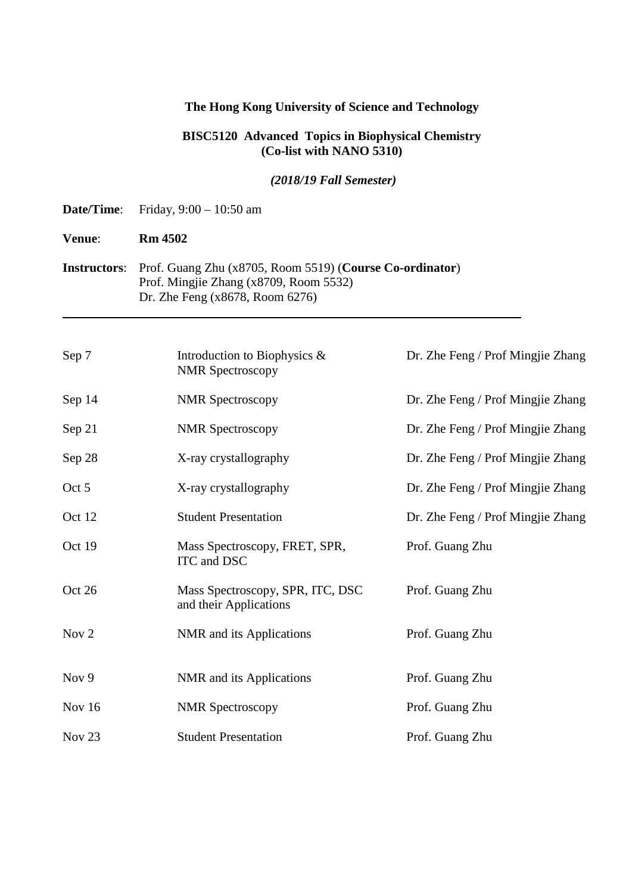**The Hong Kong University of Science and Technology**

**BISC5120 Advanced Topics in Biophysical Chemistry (Co-list with NANO 5310)**

***(2018/19 Fall Semester)***

**Date/Time**: Friday, 9:00 – 10:50 am

**Venue**: **Rm 4502**

**Instructors**: Prof. Guang Zhu (x8705, Room 5519) (**Course Co-ordinator**)
Prof. Mingjie Zhang (x8709, Room 5532)
Dr. Zhe Feng (x8678, Room 6276)

---

| | | |
|---|---|---|
| Sep 7 | Introduction to Biophysics & NMR Spectroscopy | Dr. Zhe Feng / Prof Mingjie Zhang |
| Sep 14 | NMR Spectroscopy | Dr. Zhe Feng / Prof Mingjie Zhang |
| Sep 21 | NMR Spectroscopy | Dr. Zhe Feng / Prof Mingjie Zhang |
| Sep 28 | X-ray crystallography | Dr. Zhe Feng / Prof Mingjie Zhang |
| Oct 5 | X-ray crystallography | Dr. Zhe Feng / Prof Mingjie Zhang |
| Oct 12 | Student Presentation | Dr. Zhe Feng / Prof Mingjie Zhang |
| Oct 19 | Mass Spectroscopy, FRET, SPR, ITC and DSC | Prof. Guang Zhu |
| Oct 26 | Mass Spectroscopy, SPR, ITC, DSC and their Applications | Prof. Guang Zhu |
| Nov 2 | NMR and its Applications | Prof. Guang Zhu |
| Nov 9 | NMR and its Applications | Prof. Guang Zhu |
| Nov 16 | NMR Spectroscopy | Prof. Guang Zhu |
| Nov 23 | Student Presentation | Prof. Guang Zhu |